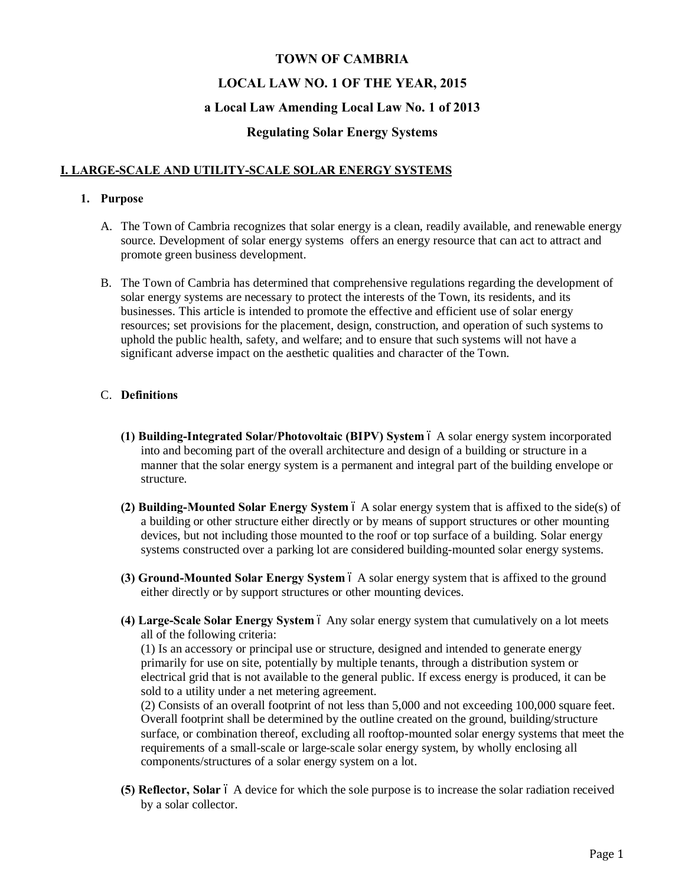# TOWN OF CAMBRIA

## LOCAL LAW NO. 1 OF THE YEAR, 2015

## a Local Law Amending Local Law No. 1 of 2013

## Regulating Solar Energy Systems

### I. LARGE-SCALE AND UTILITY-SCALE SOLAR ENERGY SYSTEMS

**1. Purpose**

A. The Town of Cambria recognizes that solar energy is a clean, readily available, and renewable energy source. Development of solar energy systems offers an energy resource that can act to attract and promote green business development.

B. The Town of Cambria has determined that comprehensive regulations regarding the development of solar energy systems are necessary to protect the interests of the Town, its residents, and its businesses. This article is intended to promote the effective and efficient use of solar energy resources; set provisions for the placement, design, construction, and operation of such systems to uphold the public health, safety, and welfare; and to ensure that such systems will not have a significant adverse impact on the aesthetic qualities and character of the Town.

C. **Definitions**

**(1) Building-Integrated Solar/Photovoltaic (BIPV) System** – A solar energy system incorporated into and becoming part of the overall architecture and design of a building or structure in a manner that the solar energy system is a permanent and integral part of the building envelope or structure.

**(2) Building-Mounted Solar Energy System** – A solar energy system that is affixed to the side(s) of a building or other structure either directly or by means of support structures or other mounting devices, but not including those mounted to the roof or top surface of a building. Solar energy systems constructed over a parking lot are considered building-mounted solar energy systems.

**(3) Ground-Mounted Solar Energy System** – A solar energy system that is affixed to the ground either directly or by support structures or other mounting devices.

**(4) Large-Scale Solar Energy System** – Any solar energy system that cumulatively on a lot meets all of the following criteria:
(1) Is an accessory or principal use or structure, designed and intended to generate energy primarily for use on site, potentially by multiple tenants, through a distribution system or electrical grid that is not available to the general public. If excess energy is produced, it can be sold to a utility under a net metering agreement.
(2) Consists of an overall footprint of not less than 5,000 and not exceeding 100,000 square feet. Overall footprint shall be determined by the outline created on the ground, building/structure surface, or combination thereof, excluding all rooftop-mounted solar energy systems that meet the requirements of a small-scale or large-scale solar energy system, by wholly enclosing all components/structures of a solar energy system on a lot.

**(5) Reflector, Solar** – A device for which the sole purpose is to increase the solar radiation received by a solar collector.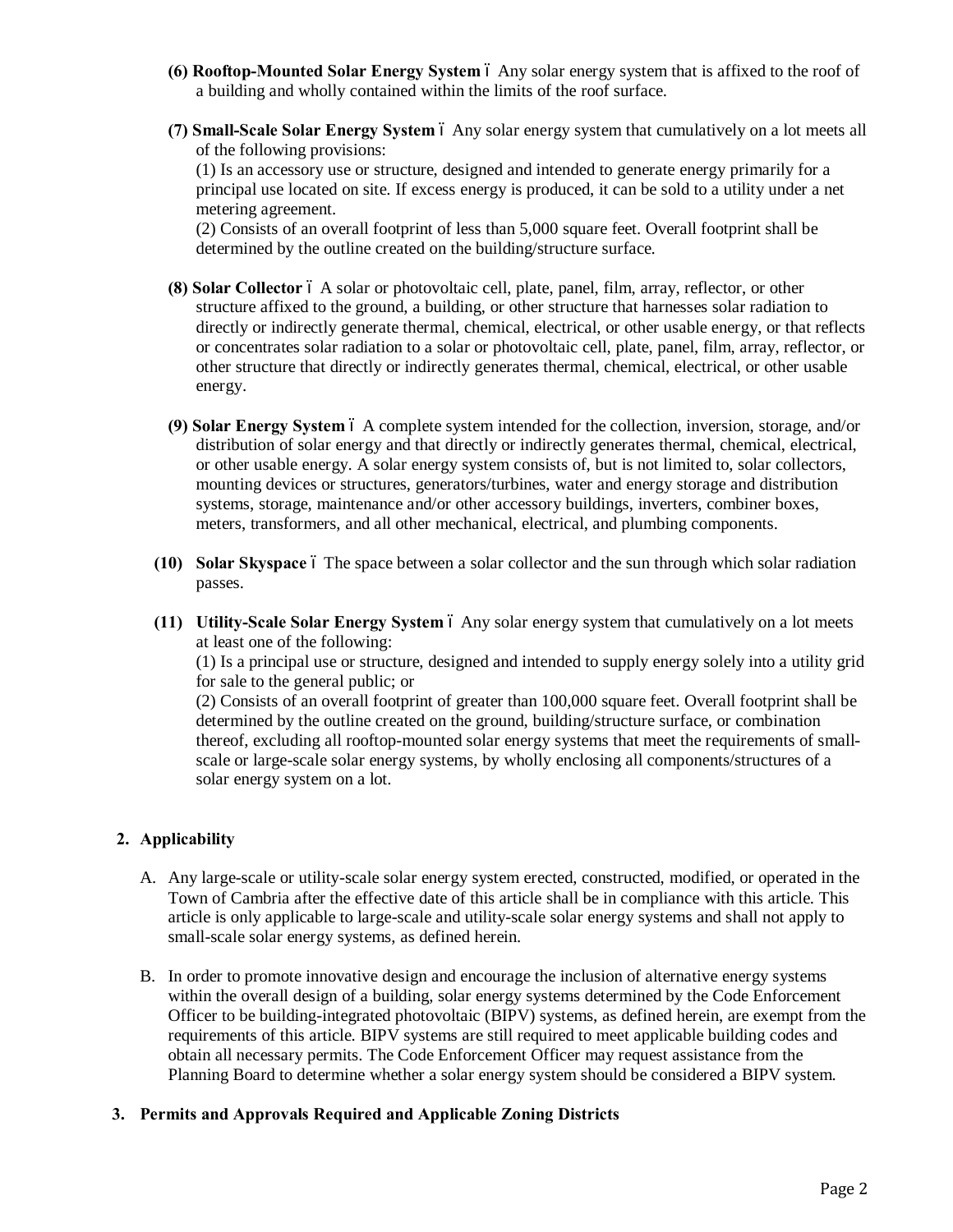**(6) Rooftop-Mounted Solar Energy System** – Any solar energy system that is affixed to the roof of a building and wholly contained within the limits of the roof surface.

**(7) Small-Scale Solar Energy System** – Any solar energy system that cumulatively on a lot meets all of the following provisions:
(1) Is an accessory use or structure, designed and intended to generate energy primarily for a principal use located on site. If excess energy is produced, it can be sold to a utility under a net metering agreement.
(2) Consists of an overall footprint of less than 5,000 square feet. Overall footprint shall be determined by the outline created on the building/structure surface.

**(8) Solar Collector** – A solar or photovoltaic cell, plate, panel, film, array, reflector, or other structure affixed to the ground, a building, or other structure that harnesses solar radiation to directly or indirectly generate thermal, chemical, electrical, or other usable energy, or that reflects or concentrates solar radiation to a solar or photovoltaic cell, plate, panel, film, array, reflector, or other structure that directly or indirectly generates thermal, chemical, electrical, or other usable energy.

**(9) Solar Energy System** – A complete system intended for the collection, inversion, storage, and/or distribution of solar energy and that directly or indirectly generates thermal, chemical, electrical, or other usable energy. A solar energy system consists of, but is not limited to, solar collectors, mounting devices or structures, generators/turbines, water and energy storage and distribution systems, storage, maintenance and/or other accessory buildings, inverters, combiner boxes, meters, transformers, and all other mechanical, electrical, and plumbing components.

**(10) Solar Skyspace** – The space between a solar collector and the sun through which solar radiation passes.

**(11) Utility-Scale Solar Energy System** – Any solar energy system that cumulatively on a lot meets at least one of the following:
(1) Is a principal use or structure, designed and intended to supply energy solely into a utility grid for sale to the general public; or
(2) Consists of an overall footprint of greater than 100,000 square feet. Overall footprint shall be determined by the outline created on the ground, building/structure surface, or combination thereof, excluding all rooftop-mounted solar energy systems that meet the requirements of small-scale or large-scale solar energy systems, by wholly enclosing all components/structures of a solar energy system on a lot.

## 2. Applicability

A. Any large-scale or utility-scale solar energy system erected, constructed, modified, or operated in the Town of Cambria after the effective date of this article shall be in compliance with this article. This article is only applicable to large-scale and utility-scale solar energy systems and shall not apply to small-scale solar energy systems, as defined herein.

B. In order to promote innovative design and encourage the inclusion of alternative energy systems within the overall design of a building, solar energy systems determined by the Code Enforcement Officer to be building-integrated photovoltaic (BIPV) systems, as defined herein, are exempt from the requirements of this article. BIPV systems are still required to meet applicable building codes and obtain all necessary permits. The Code Enforcement Officer may request assistance from the Planning Board to determine whether a solar energy system should be considered a BIPV system.

## 3. Permits and Approvals Required and Applicable Zoning Districts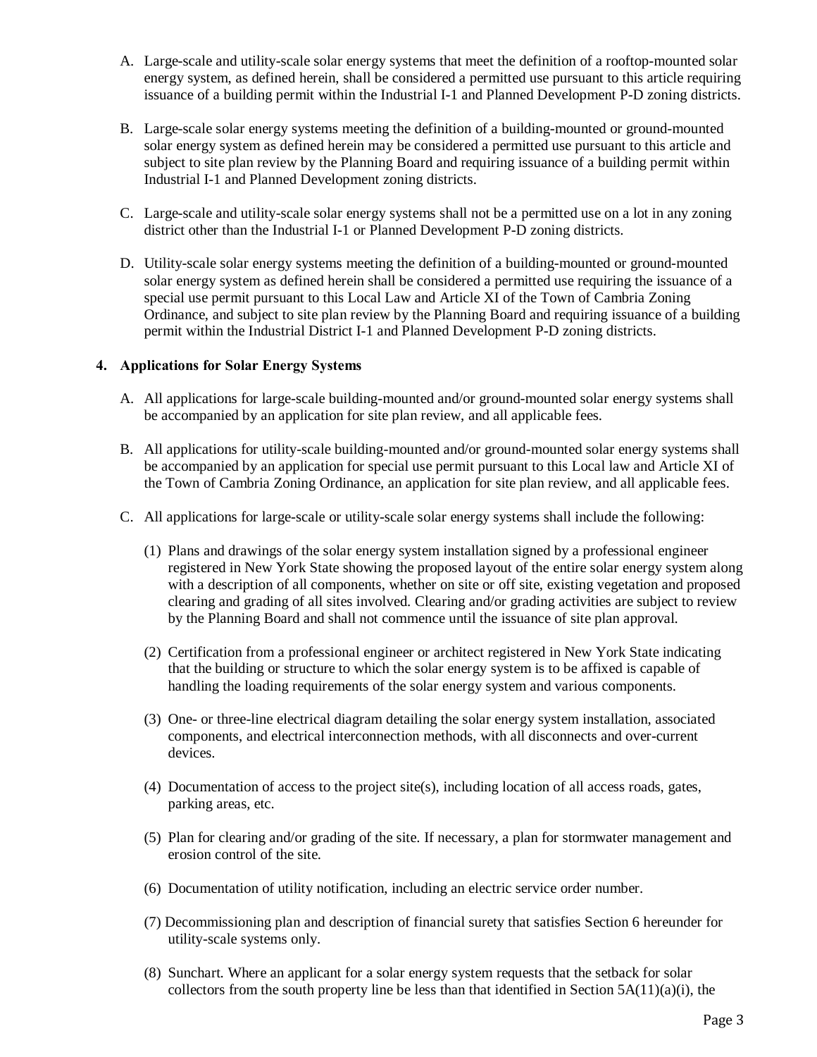A. Large-scale and utility-scale solar energy systems that meet the definition of a rooftop-mounted solar energy system, as defined herein, shall be considered a permitted use pursuant to this article requiring issuance of a building permit within the Industrial I-1 and Planned Development P-D zoning districts.

B. Large-scale solar energy systems meeting the definition of a building-mounted or ground-mounted solar energy system as defined herein may be considered a permitted use pursuant to this article and subject to site plan review by the Planning Board and requiring issuance of a building permit within Industrial I-1 and Planned Development zoning districts.

C. Large-scale and utility-scale solar energy systems shall not be a permitted use on a lot in any zoning district other than the Industrial I-1 or Planned Development P-D zoning districts.

D. Utility-scale solar energy systems meeting the definition of a building-mounted or ground-mounted solar energy system as defined herein shall be considered a permitted use requiring the issuance of a special use permit pursuant to this Local Law and Article XI of the Town of Cambria Zoning Ordinance, and subject to site plan review by the Planning Board and requiring issuance of a building permit within the Industrial District I-1 and Planned Development P-D zoning districts.

**4. Applications for Solar Energy Systems**

A. All applications for large-scale building-mounted and/or ground-mounted solar energy systems shall be accompanied by an application for site plan review, and all applicable fees.

B. All applications for utility-scale building-mounted and/or ground-mounted solar energy systems shall be accompanied by an application for special use permit pursuant to this Local law and Article XI of the Town of Cambria Zoning Ordinance, an application for site plan review, and all applicable fees.

C. All applications for large-scale or utility-scale solar energy systems shall include the following:

(1) Plans and drawings of the solar energy system installation signed by a professional engineer registered in New York State showing the proposed layout of the entire solar energy system along with a description of all components, whether on site or off site, existing vegetation and proposed clearing and grading of all sites involved. Clearing and/or grading activities are subject to review by the Planning Board and shall not commence until the issuance of site plan approval.

(2) Certification from a professional engineer or architect registered in New York State indicating that the building or structure to which the solar energy system is to be affixed is capable of handling the loading requirements of the solar energy system and various components.

(3) One- or three-line electrical diagram detailing the solar energy system installation, associated components, and electrical interconnection methods, with all disconnects and over-current devices.

(4) Documentation of access to the project site(s), including location of all access roads, gates, parking areas, etc.

(5) Plan for clearing and/or grading of the site. If necessary, a plan for stormwater management and erosion control of the site.

(6) Documentation of utility notification, including an electric service order number.

(7) Decommissioning plan and description of financial surety that satisfies Section 6 hereunder for utility-scale systems only.

(8) Sunchart. Where an applicant for a solar energy system requests that the setback for solar collectors from the south property line be less than that identified in Section 5A(11)(a)(i), the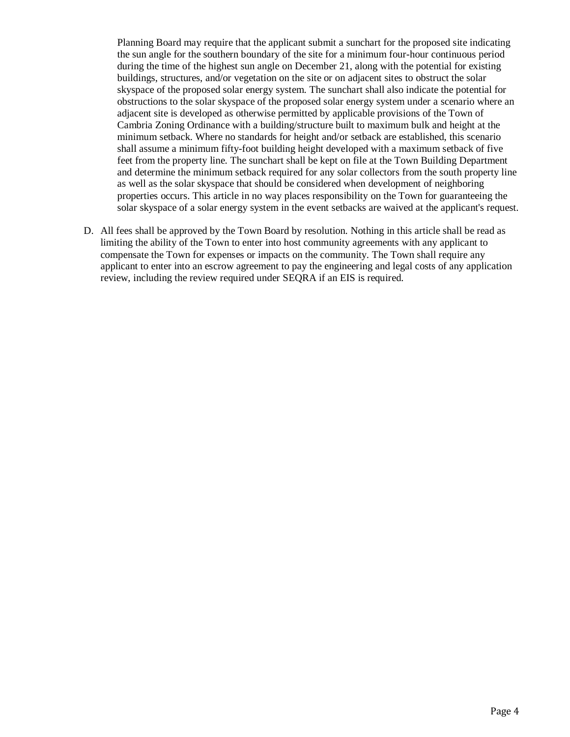Planning Board may require that the applicant submit a sunchart for the proposed site indicating the sun angle for the southern boundary of the site for a minimum four-hour continuous period during the time of the highest sun angle on December 21, along with the potential for existing buildings, structures, and/or vegetation on the site or on adjacent sites to obstruct the solar skyspace of the proposed solar energy system. The sunchart shall also indicate the potential for obstructions to the solar skyspace of the proposed solar energy system under a scenario where an adjacent site is developed as otherwise permitted by applicable provisions of the Town of Cambria Zoning Ordinance with a building/structure built to maximum bulk and height at the minimum setback. Where no standards for height and/or setback are established, this scenario shall assume a minimum fifty-foot building height developed with a maximum setback of five feet from the property line. The sunchart shall be kept on file at the Town Building Department and determine the minimum setback required for any solar collectors from the south property line as well as the solar skyspace that should be considered when development of neighboring properties occurs. This article in no way places responsibility on the Town for guaranteeing the solar skyspace of a solar energy system in the event setbacks are waived at the applicant's request.

D. All fees shall be approved by the Town Board by resolution. Nothing in this article shall be read as limiting the ability of the Town to enter into host community agreements with any applicant to compensate the Town for expenses or impacts on the community. The Town shall require any applicant to enter into an escrow agreement to pay the engineering and legal costs of any application review, including the review required under SEQRA if an EIS is required.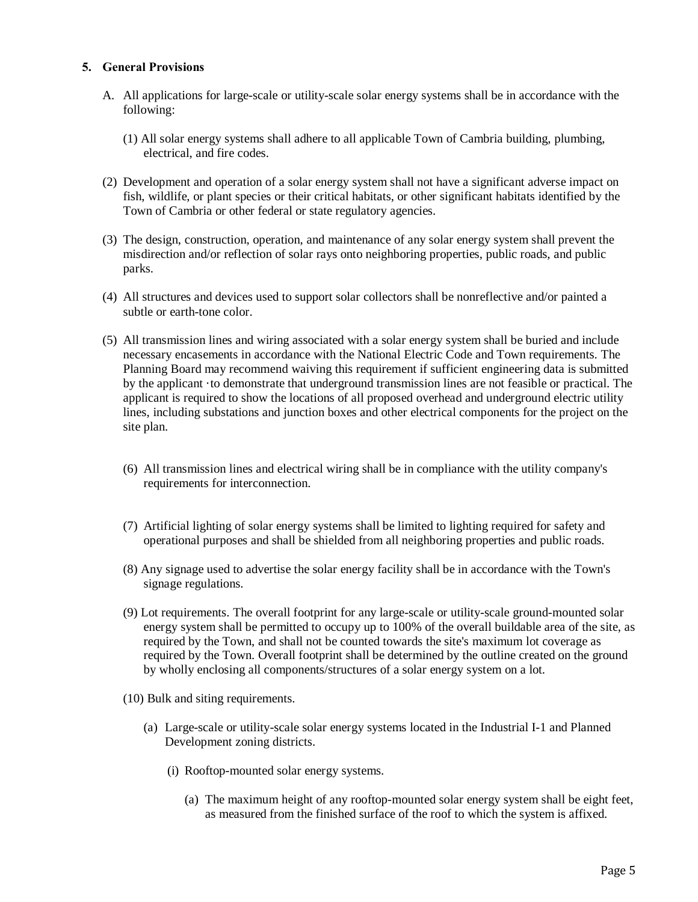**5. General Provisions**

A. All applications for large-scale or utility-scale solar energy systems shall be in accordance with the following:

(1) All solar energy systems shall adhere to all applicable Town of Cambria building, plumbing, electrical, and fire codes.

(2) Development and operation of a solar energy system shall not have a significant adverse impact on fish, wildlife, or plant species or their critical habitats, or other significant habitats identified by the Town of Cambria or other federal or state regulatory agencies.

(3) The design, construction, operation, and maintenance of any solar energy system shall prevent the misdirection and/or reflection of solar rays onto neighboring properties, public roads, and public parks.

(4) All structures and devices used to support solar collectors shall be nonreflective and/or painted a subtle or earth-tone color.

(5) All transmission lines and wiring associated with a solar energy system shall be buried and include necessary encasements in accordance with the National Electric Code and Town requirements. The Planning Board may recommend waiving this requirement if sufficient engineering data is submitted by the applicant ·to demonstrate that underground transmission lines are not feasible or practical. The applicant is required to show the locations of all proposed overhead and underground electric utility lines, including substations and junction boxes and other electrical components for the project on the site plan.

(6) All transmission lines and electrical wiring shall be in compliance with the utility company's requirements for interconnection.

(7) Artificial lighting of solar energy systems shall be limited to lighting required for safety and operational purposes and shall be shielded from all neighboring properties and public roads.

(8) Any signage used to advertise the solar energy facility shall be in accordance with the Town's signage regulations.

(9) Lot requirements. The overall footprint for any large-scale or utility-scale ground-mounted solar energy system shall be permitted to occupy up to 100% of the overall buildable area of the site, as required by the Town, and shall not be counted towards the site's maximum lot coverage as required by the Town. Overall footprint shall be determined by the outline created on the ground by wholly enclosing all components/structures of a solar energy system on a lot.

(10) Bulk and siting requirements.

(a) Large-scale or utility-scale solar energy systems located in the Industrial I-1 and Planned Development zoning districts.

(i) Rooftop-mounted solar energy systems.

(a) The maximum height of any rooftop-mounted solar energy system shall be eight feet, as measured from the finished surface of the roof to which the system is affixed.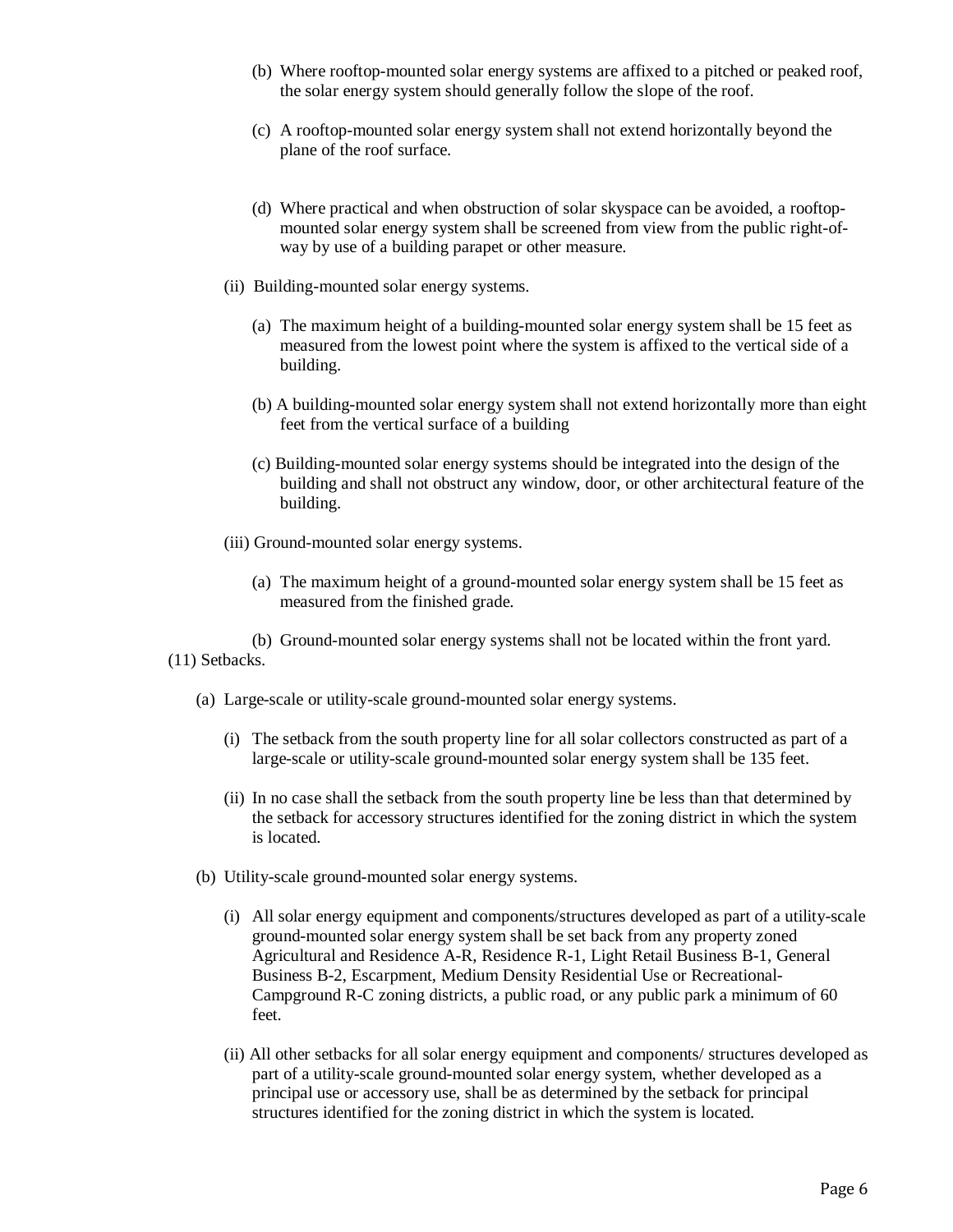(b) Where rooftop-mounted solar energy systems are affixed to a pitched or peaked roof, the solar energy system should generally follow the slope of the roof.

(c) A rooftop-mounted solar energy system shall not extend horizontally beyond the plane of the roof surface.

(d) Where practical and when obstruction of solar skyspace can be avoided, a rooftop-mounted solar energy system shall be screened from view from the public right-of-way by use of a building parapet or other measure.

(ii) Building-mounted solar energy systems.

(a) The maximum height of a building-mounted solar energy system shall be 15 feet as measured from the lowest point where the system is affixed to the vertical side of a building.

(b) A building-mounted solar energy system shall not extend horizontally more than eight feet from the vertical surface of a building

(c) Building-mounted solar energy systems should be integrated into the design of the building and shall not obstruct any window, door, or other architectural feature of the building.

(iii) Ground-mounted solar energy systems.

(a) The maximum height of a ground-mounted solar energy system shall be 15 feet as measured from the finished grade.

(b) Ground-mounted solar energy systems shall not be located within the front yard.

(11) Setbacks.

(a) Large-scale or utility-scale ground-mounted solar energy systems.

(i) The setback from the south property line for all solar collectors constructed as part of a large-scale or utility-scale ground-mounted solar energy system shall be 135 feet.

(ii) In no case shall the setback from the south property line be less than that determined by the setback for accessory structures identified for the zoning district in which the system is located.

(b) Utility-scale ground-mounted solar energy systems.

(i) All solar energy equipment and components/structures developed as part of a utility-scale ground-mounted solar energy system shall be set back from any property zoned Agricultural and Residence A-R, Residence R-1, Light Retail Business B-1, General Business B-2, Escarpment, Medium Density Residential Use or Recreational-Campground R-C zoning districts, a public road, or any public park a minimum of 60 feet.

(ii) All other setbacks for all solar energy equipment and components/ structures developed as part of a utility-scale ground-mounted solar energy system, whether developed as a principal use or accessory use, shall be as determined by the setback for principal structures identified for the zoning district in which the system is located.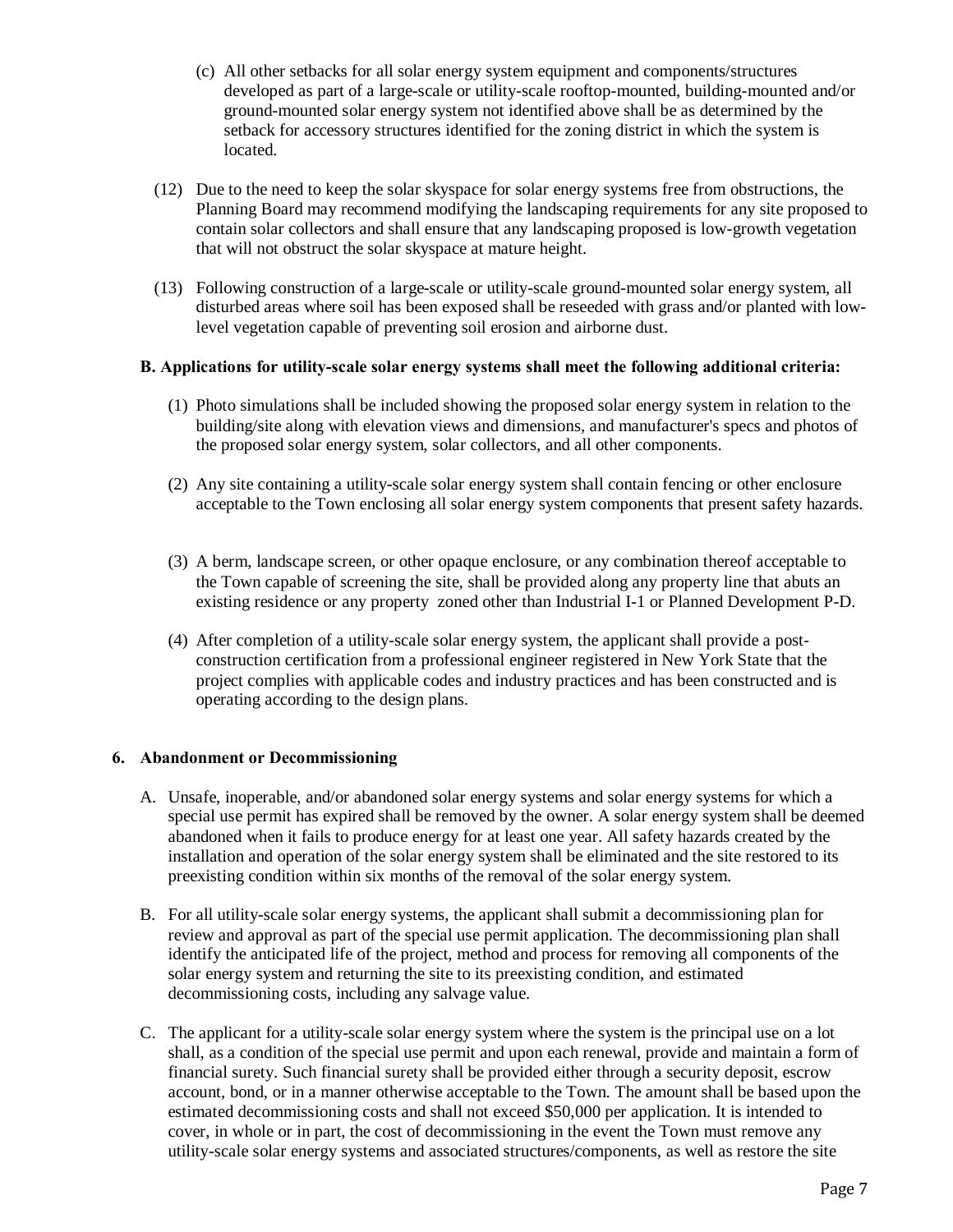(c) All other setbacks for all solar energy system equipment and components/structures developed as part of a large-scale or utility-scale rooftop-mounted, building-mounted and/or ground-mounted solar energy system not identified above shall be as determined by the setback for accessory structures identified for the zoning district in which the system is located.

(12) Due to the need to keep the solar skyspace for solar energy systems free from obstructions, the Planning Board may recommend modifying the landscaping requirements for any site proposed to contain solar collectors and shall ensure that any landscaping proposed is low-growth vegetation that will not obstruct the solar skyspace at mature height.

(13) Following construction of a large-scale or utility-scale ground-mounted solar energy system, all disturbed areas where soil has been exposed shall be reseeded with grass and/or planted with low-level vegetation capable of preventing soil erosion and airborne dust.

**B. Applications for utility-scale solar energy systems shall meet the following additional criteria:**

(1) Photo simulations shall be included showing the proposed solar energy system in relation to the building/site along with elevation views and dimensions, and manufacturer's specs and photos of the proposed solar energy system, solar collectors, and all other components.

(2) Any site containing a utility-scale solar energy system shall contain fencing or other enclosure acceptable to the Town enclosing all solar energy system components that present safety hazards.

(3) A berm, landscape screen, or other opaque enclosure, or any combination thereof acceptable to the Town capable of screening the site, shall be provided along any property line that abuts an existing residence or any property zoned other than Industrial I-1 or Planned Development P-D.

(4) After completion of a utility-scale solar energy system, the applicant shall provide a post-construction certification from a professional engineer registered in New York State that the project complies with applicable codes and industry practices and has been constructed and is operating according to the design plans.

## 6. Abandonment or Decommissioning

A. Unsafe, inoperable, and/or abandoned solar energy systems and solar energy systems for which a special use permit has expired shall be removed by the owner. A solar energy system shall be deemed abandoned when it fails to produce energy for at least one year. All safety hazards created by the installation and operation of the solar energy system shall be eliminated and the site restored to its preexisting condition within six months of the removal of the solar energy system.

B. For all utility-scale solar energy systems, the applicant shall submit a decommissioning plan for review and approval as part of the special use permit application. The decommissioning plan shall identify the anticipated life of the project, method and process for removing all components of the solar energy system and returning the site to its preexisting condition, and estimated decommissioning costs, including any salvage value.

C. The applicant for a utility-scale solar energy system where the system is the principal use on a lot shall, as a condition of the special use permit and upon each renewal, provide and maintain a form of financial surety. Such financial surety shall be provided either through a security deposit, escrow account, bond, or in a manner otherwise acceptable to the Town. The amount shall be based upon the estimated decommissioning costs and shall not exceed $50,000 per application. It is intended to cover, in whole or in part, the cost of decommissioning in the event the Town must remove any utility-scale solar energy systems and associated structures/components, as well as restore the site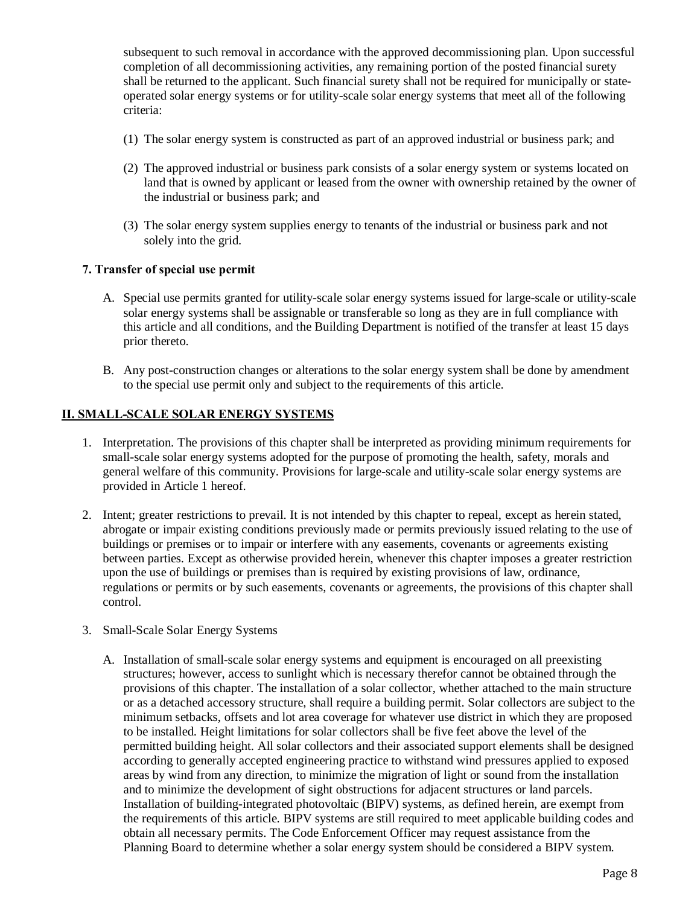subsequent to such removal in accordance with the approved decommissioning plan. Upon successful completion of all decommissioning activities, any remaining portion of the posted financial surety shall be returned to the applicant. Such financial surety shall not be required for municipally or state-operated solar energy systems or for utility-scale solar energy systems that meet all of the following criteria:

(1) The solar energy system is constructed as part of an approved industrial or business park; and

(2) The approved industrial or business park consists of a solar energy system or systems located on land that is owned by applicant or leased from the owner with ownership retained by the owner of the industrial or business park; and

(3) The solar energy system supplies energy to tenants of the industrial or business park and not solely into the grid.

**7. Transfer of special use permit**

A. Special use permits granted for utility-scale solar energy systems issued for large-scale or utility-scale solar energy systems shall be assignable or transferable so long as they are in full compliance with this article and all conditions, and the Building Department is notified of the transfer at least 15 days prior thereto.

B. Any post-construction changes or alterations to the solar energy system shall be done by amendment to the special use permit only and subject to the requirements of this article.

## II. SMALL-SCALE SOLAR ENERGY SYSTEMS

1. Interpretation. The provisions of this chapter shall be interpreted as providing minimum requirements for small-scale solar energy systems adopted for the purpose of promoting the health, safety, morals and general welfare of this community. Provisions for large-scale and utility-scale solar energy systems are provided in Article 1 hereof.

2. Intent; greater restrictions to prevail. It is not intended by this chapter to repeal, except as herein stated, abrogate or impair existing conditions previously made or permits previously issued relating to the use of buildings or premises or to impair or interfere with any easements, covenants or agreements existing between parties. Except as otherwise provided herein, whenever this chapter imposes a greater restriction upon the use of buildings or premises than is required by existing provisions of law, ordinance, regulations or permits or by such easements, covenants or agreements, the provisions of this chapter shall control.

3. Small-Scale Solar Energy Systems

   A. Installation of small-scale solar energy systems and equipment is encouraged on all preexisting structures; however, access to sunlight which is necessary therefor cannot be obtained through the provisions of this chapter. The installation of a solar collector, whether attached to the main structure or as a detached accessory structure, shall require a building permit. Solar collectors are subject to the minimum setbacks, offsets and lot area coverage for whatever use district in which they are proposed to be installed. Height limitations for solar collectors shall be five feet above the level of the permitted building height. All solar collectors and their associated support elements shall be designed according to generally accepted engineering practice to withstand wind pressures applied to exposed areas by wind from any direction, to minimize the migration of light or sound from the installation and to minimize the development of sight obstructions for adjacent structures or land parcels. Installation of building-integrated photovoltaic (BIPV) systems, as defined herein, are exempt from the requirements of this article. BIPV systems are still required to meet applicable building codes and obtain all necessary permits. The Code Enforcement Officer may request assistance from the Planning Board to determine whether a solar energy system should be considered a BIPV system.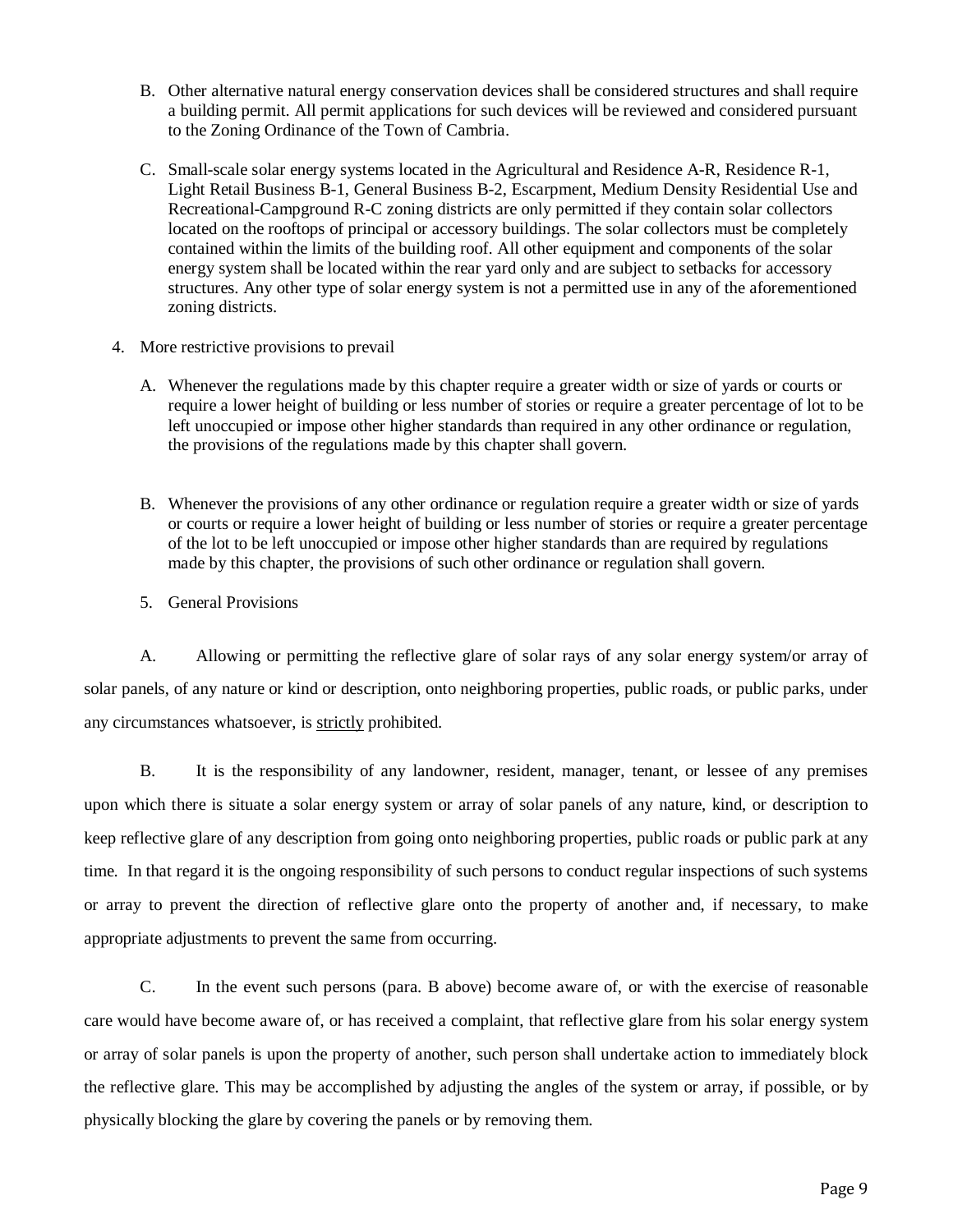B. Other alternative natural energy conservation devices shall be considered structures and shall require a building permit. All permit applications for such devices will be reviewed and considered pursuant to the Zoning Ordinance of the Town of Cambria.

C. Small-scale solar energy systems located in the Agricultural and Residence A-R, Residence R-1, Light Retail Business B-1, General Business B-2, Escarpment, Medium Density Residential Use and Recreational-Campground R-C zoning districts are only permitted if they contain solar collectors located on the rooftops of principal or accessory buildings. The solar collectors must be completely contained within the limits of the building roof. All other equipment and components of the solar energy system shall be located within the rear yard only and are subject to setbacks for accessory structures. Any other type of solar energy system is not a permitted use in any of the aforementioned zoning districts.

4. More restrictive provisions to prevail

A. Whenever the regulations made by this chapter require a greater width or size of yards or courts or require a lower height of building or less number of stories or require a greater percentage of lot to be left unoccupied or impose other higher standards than required in any other ordinance or regulation, the provisions of the regulations made by this chapter shall govern.

B. Whenever the provisions of any other ordinance or regulation require a greater width or size of yards or courts or require a lower height of building or less number of stories or require a greater percentage of the lot to be left unoccupied or impose other higher standards than are required by regulations made by this chapter, the provisions of such other ordinance or regulation shall govern.

5. General Provisions

A. Allowing or permitting the reflective glare of solar rays of any solar energy system/or array of solar panels, of any nature or kind or description, onto neighboring properties, public roads, or public parks, under any circumstances whatsoever, is <u>strictly</u> prohibited.

B. It is the responsibility of any landowner, resident, manager, tenant, or lessee of any premises upon which there is situate a solar energy system or array of solar panels of any nature, kind, or description to keep reflective glare of any description from going onto neighboring properties, public roads or public park at any time. In that regard it is the ongoing responsibility of such persons to conduct regular inspections of such systems or array to prevent the direction of reflective glare onto the property of another and, if necessary, to make appropriate adjustments to prevent the same from occurring.

C. In the event such persons (para. B above) become aware of, or with the exercise of reasonable care would have become aware of, or has received a complaint, that reflective glare from his solar energy system or array of solar panels is upon the property of another, such person shall undertake action to immediately block the reflective glare. This may be accomplished by adjusting the angles of the system or array, if possible, or by physically blocking the glare by covering the panels or by removing them.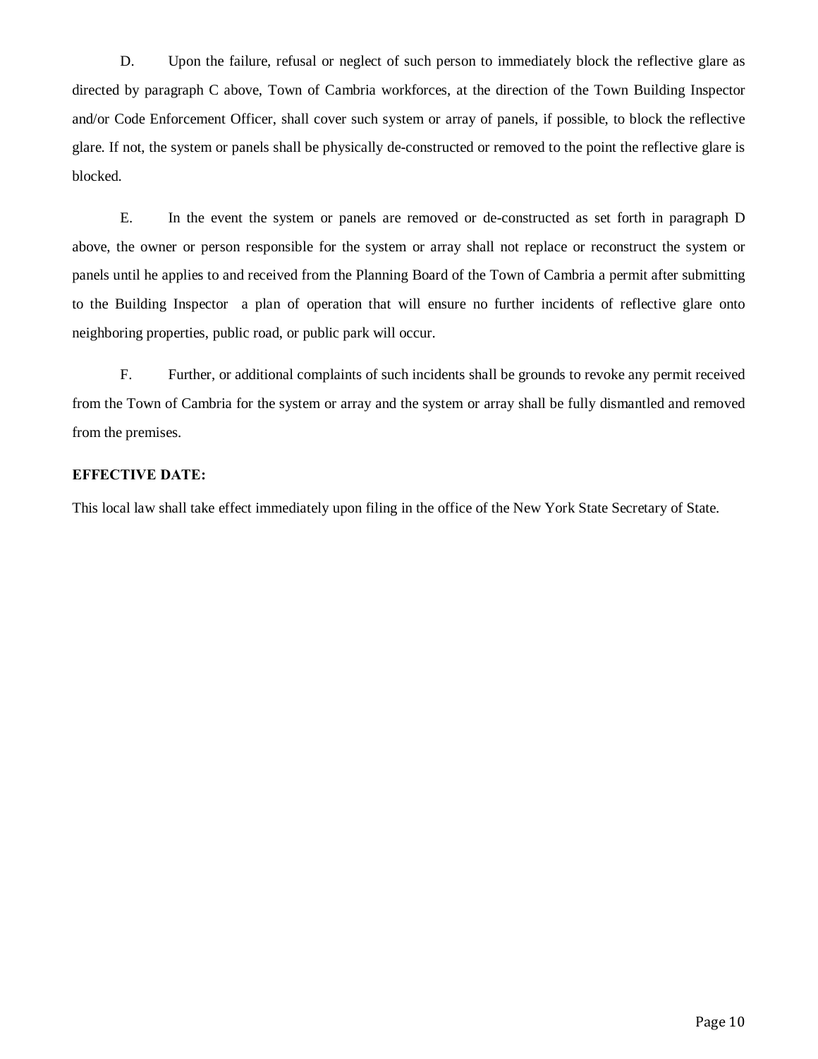D. Upon the failure, refusal or neglect of such person to immediately block the reflective glare as directed by paragraph C above, Town of Cambria workforces, at the direction of the Town Building Inspector and/or Code Enforcement Officer, shall cover such system or array of panels, if possible, to block the reflective glare. If not, the system or panels shall be physically de-constructed or removed to the point the reflective glare is blocked.

E. In the event the system or panels are removed or de-constructed as set forth in paragraph D above, the owner or person responsible for the system or array shall not replace or reconstruct the system or panels until he applies to and received from the Planning Board of the Town of Cambria a permit after submitting to the Building Inspector a plan of operation that will ensure no further incidents of reflective glare onto neighboring properties, public road, or public park will occur.

F. Further, or additional complaints of such incidents shall be grounds to revoke any permit received from the Town of Cambria for the system or array and the system or array shall be fully dismantled and removed from the premises.

**EFFECTIVE DATE:**

This local law shall take effect immediately upon filing in the office of the New York State Secretary of State.